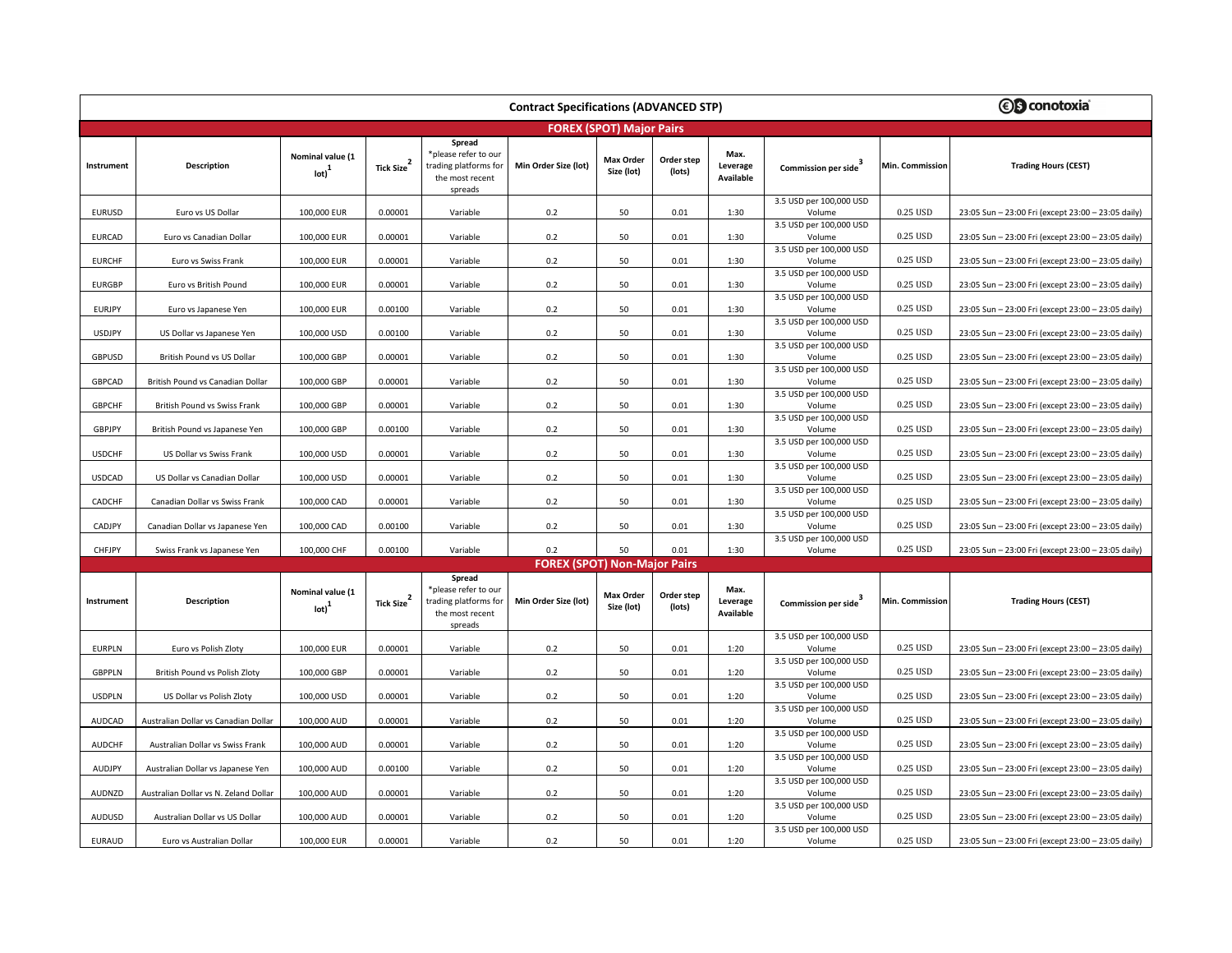## Contract Specifications (ADVANCED STP)

conotoxia

### FOREX (SPOT) Major Pairs

| Instrument | Description | Nominal value (1 lot)[1] | Tick Size[2] | Spread *please refer to our trading platforms for the most recent spreads | Min Order Size (lot) | Max Order Size (lot) | Order step (lots) | Max. Leverage Available | Commission per side[3] | Min. Commission | Trading Hours (CEST) |
|---|---|---|---|---|---|---|---|---|---|---|---|
| EURUSD | Euro vs US Dollar | 100,000 EUR | 0.00001 | Variable | 0.2 | 50 | 0.01 | 1:30 | 3.5 USD per 100,000 USD Volume | 0.25 USD | 23:05 Sun – 23:00 Fri (except 23:00 – 23:05 daily) |
| EURCAD | Euro vs Canadian Dollar | 100,000 EUR | 0.00001 | Variable | 0.2 | 50 | 0.01 | 1:30 | 3.5 USD per 100,000 USD Volume | 0.25 USD | 23:05 Sun – 23:00 Fri (except 23:00 – 23:05 daily) |
| EURCHF | Euro vs Swiss Frank | 100,000 EUR | 0.00001 | Variable | 0.2 | 50 | 0.01 | 1:30 | 3.5 USD per 100,000 USD Volume | 0.25 USD | 23:05 Sun – 23:00 Fri (except 23:00 – 23:05 daily) |
| EURGBP | Euro vs British Pound | 100,000 EUR | 0.00001 | Variable | 0.2 | 50 | 0.01 | 1:30 | 3.5 USD per 100,000 USD Volume | 0.25 USD | 23:05 Sun – 23:00 Fri (except 23:00 – 23:05 daily) |
| EURJPY | Euro vs Japanese Yen | 100,000 EUR | 0.00100 | Variable | 0.2 | 50 | 0.01 | 1:30 | 3.5 USD per 100,000 USD Volume | 0.25 USD | 23:05 Sun – 23:00 Fri (except 23:00 – 23:05 daily) |
| USDJPY | US Dollar vs Japanese Yen | 100,000 USD | 0.00100 | Variable | 0.2 | 50 | 0.01 | 1:30 | 3.5 USD per 100,000 USD Volume | 0.25 USD | 23:05 Sun – 23:00 Fri (except 23:00 – 23:05 daily) |
| GBPUSD | British Pound vs US Dollar | 100,000 GBP | 0.00001 | Variable | 0.2 | 50 | 0.01 | 1:30 | 3.5 USD per 100,000 USD Volume | 0.25 USD | 23:05 Sun – 23:00 Fri (except 23:00 – 23:05 daily) |
| GBPCAD | British Pound vs Canadian Dollar | 100,000 GBP | 0.00001 | Variable | 0.2 | 50 | 0.01 | 1:30 | 3.5 USD per 100,000 USD Volume | 0.25 USD | 23:05 Sun – 23:00 Fri (except 23:00 – 23:05 daily) |
| GBPCHF | British Pound vs Swiss Frank | 100,000 GBP | 0.00001 | Variable | 0.2 | 50 | 0.01 | 1:30 | 3.5 USD per 100,000 USD Volume | 0.25 USD | 23:05 Sun – 23:00 Fri (except 23:00 – 23:05 daily) |
| GBPJPY | British Pound vs Japanese Yen | 100,000 GBP | 0.00100 | Variable | 0.2 | 50 | 0.01 | 1:30 | 3.5 USD per 100,000 USD Volume | 0.25 USD | 23:05 Sun – 23:00 Fri (except 23:00 – 23:05 daily) |
| USDCHF | US Dollar vs Swiss Frank | 100,000 USD | 0.00001 | Variable | 0.2 | 50 | 0.01 | 1:30 | 3.5 USD per 100,000 USD Volume | 0.25 USD | 23:05 Sun – 23:00 Fri (except 23:00 – 23:05 daily) |
| USDCAD | US Dollar vs Canadian Dollar | 100,000 USD | 0.00001 | Variable | 0.2 | 50 | 0.01 | 1:30 | 3.5 USD per 100,000 USD Volume | 0.25 USD | 23:05 Sun – 23:00 Fri (except 23:00 – 23:05 daily) |
| CADCHF | Canadian Dollar vs Swiss Frank | 100,000 CAD | 0.00001 | Variable | 0.2 | 50 | 0.01 | 1:30 | 3.5 USD per 100,000 USD Volume | 0.25 USD | 23:05 Sun – 23:00 Fri (except 23:00 – 23:05 daily) |
| CADJPY | Canadian Dollar vs Japanese Yen | 100,000 CAD | 0.00100 | Variable | 0.2 | 50 | 0.01 | 1:30 | 3.5 USD per 100,000 USD Volume | 0.25 USD | 23:05 Sun – 23:00 Fri (except 23:00 – 23:05 daily) |
| CHFJPY | Swiss Frank vs Japanese Yen | 100,000 CHF | 0.00100 | Variable | 0.2 | 50 | 0.01 | 1:30 | 3.5 USD per 100,000 USD Volume | 0.25 USD | 23:05 Sun – 23:00 Fri (except 23:00 – 23:05 daily) |

### FOREX (SPOT) Non-Major Pairs

| Instrument | Description | Nominal value (1 lot)[1] | Tick Size[2] | Spread *please refer to our trading platforms for the most recent spreads | Min Order Size (lot) | Max Order Size (lot) | Order step (lots) | Max. Leverage Available | Commission per side[3] | Min. Commission | Trading Hours (CEST) |
|---|---|---|---|---|---|---|---|---|---|---|---|
| EURPLN | Euro vs Polish Zloty | 100,000 EUR | 0.00001 | Variable | 0.2 | 50 | 0.01 | 1:20 | 3.5 USD per 100,000 USD Volume | 0.25 USD | 23:05 Sun – 23:00 Fri (except 23:00 – 23:05 daily) |
| GBPPLN | British Pound vs Polish Zloty | 100,000 GBP | 0.00001 | Variable | 0.2 | 50 | 0.01 | 1:20 | 3.5 USD per 100,000 USD Volume | 0.25 USD | 23:05 Sun – 23:00 Fri (except 23:00 – 23:05 daily) |
| USDPLN | US Dollar vs Polish Zloty | 100,000 USD | 0.00001 | Variable | 0.2 | 50 | 0.01 | 1:20 | 3.5 USD per 100,000 USD Volume | 0.25 USD | 23:05 Sun – 23:00 Fri (except 23:00 – 23:05 daily) |
| AUDCAD | Australian Dollar vs Canadian Dollar | 100,000 AUD | 0.00001 | Variable | 0.2 | 50 | 0.01 | 1:20 | 3.5 USD per 100,000 USD Volume | 0.25 USD | 23:05 Sun – 23:00 Fri (except 23:00 – 23:05 daily) |
| AUDCHF | Australian Dollar vs Swiss Frank | 100,000 AUD | 0.00001 | Variable | 0.2 | 50 | 0.01 | 1:20 | 3.5 USD per 100,000 USD Volume | 0.25 USD | 23:05 Sun – 23:00 Fri (except 23:00 – 23:05 daily) |
| AUDJPY | Australian Dollar vs Japanese Yen | 100,000 AUD | 0.00100 | Variable | 0.2 | 50 | 0.01 | 1:20 | 3.5 USD per 100,000 USD Volume | 0.25 USD | 23:05 Sun – 23:00 Fri (except 23:00 – 23:05 daily) |
| AUDNZD | Australian Dollar vs N. Zeland Dollar | 100,000 AUD | 0.00001 | Variable | 0.2 | 50 | 0.01 | 1:20 | 3.5 USD per 100,000 USD Volume | 0.25 USD | 23:05 Sun – 23:00 Fri (except 23:00 – 23:05 daily) |
| AUDUSD | Australian Dollar vs US Dollar | 100,000 AUD | 0.00001 | Variable | 0.2 | 50 | 0.01 | 1:20 | 3.5 USD per 100,000 USD Volume | 0.25 USD | 23:05 Sun – 23:00 Fri (except 23:00 – 23:05 daily) |
| EURAUD | Euro vs Australian Dollar | 100,000 EUR | 0.00001 | Variable | 0.2 | 50 | 0.01 | 1:20 | 3.5 USD per 100,000 USD Volume | 0.25 USD | 23:05 Sun – 23:00 Fri (except 23:00 – 23:05 daily) |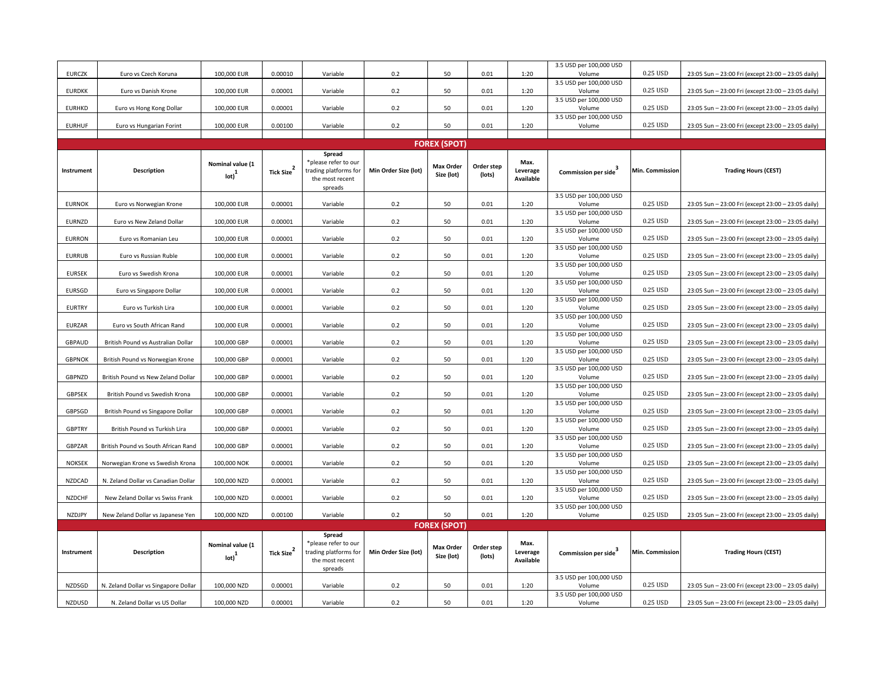| EURCZK | Euro vs Czech Koruna | 100,000 EUR | 0.00010 | Variable | 0.2 | 50 | 0.01 | 1:20 | 3.5 USD per 100,000 USD Volume | 0.25 USD | 23:05 Sun – 23:00 Fri (except 23:00 – 23:05 daily) |
|---|---|---|---|---|---|---|---|---|---|---|---|
| EURDKK | Euro vs Danish Krone | 100,000 EUR | 0.00001 | Variable | 0.2 | 50 | 0.01 | 1:20 | 3.5 USD per 100,000 USD Volume | 0.25 USD | 23:05 Sun – 23:00 Fri (except 23:00 – 23:05 daily) |
| EURHKD | Euro vs Hong Kong Dollar | 100,000 EUR | 0.00001 | Variable | 0.2 | 50 | 0.01 | 1:20 | 3.5 USD per 100,000 USD Volume | 0.25 USD | 23:05 Sun – 23:00 Fri (except 23:00 – 23:05 daily) |
| EURHUF | Euro vs Hungarian Forint | 100,000 EUR | 0.00100 | Variable | 0.2 | 50 | 0.01 | 1:20 | 3.5 USD per 100,000 USD Volume | 0.25 USD | 23:05 Sun – 23:00 Fri (except 23:00 – 23:05 daily) |

## FOREX (SPOT)

| Instrument | Description | Nominal value (1 lot)[1] | Tick Size[2] | Spread *please refer to our trading platforms for the most recent spreads | Min Order Size (lot) | Max Order Size (lot) | Order step (lots) | Max. Leverage Available | Commission per side[3] | Min. Commission | Trading Hours (CEST) |
|---|---|---|---|---|---|---|---|---|---|---|---|
| EURNOK | Euro vs Norwegian Krone | 100,000 EUR | 0.00001 | Variable | 0.2 | 50 | 0.01 | 1:20 | 3.5 USD per 100,000 USD Volume | 0.25 USD | 23:05 Sun – 23:00 Fri (except 23:00 – 23:05 daily) |
| EURNZD | Euro vs New Zeland Dollar | 100,000 EUR | 0.00001 | Variable | 0.2 | 50 | 0.01 | 1:20 | 3.5 USD per 100,000 USD Volume | 0.25 USD | 23:05 Sun – 23:00 Fri (except 23:00 – 23:05 daily) |
| EURRON | Euro vs Romanian Leu | 100,000 EUR | 0.00001 | Variable | 0.2 | 50 | 0.01 | 1:20 | 3.5 USD per 100,000 USD Volume | 0.25 USD | 23:05 Sun – 23:00 Fri (except 23:00 – 23:05 daily) |
| EURRUB | Euro vs Russian Ruble | 100,000 EUR | 0.00001 | Variable | 0.2 | 50 | 0.01 | 1:20 | 3.5 USD per 100,000 USD Volume | 0.25 USD | 23:05 Sun – 23:00 Fri (except 23:00 – 23:05 daily) |
| EURSEK | Euro vs Swedish Krona | 100,000 EUR | 0.00001 | Variable | 0.2 | 50 | 0.01 | 1:20 | 3.5 USD per 100,000 USD Volume | 0.25 USD | 23:05 Sun – 23:00 Fri (except 23:00 – 23:05 daily) |
| EURSGD | Euro vs Singapore Dollar | 100,000 EUR | 0.00001 | Variable | 0.2 | 50 | 0.01 | 1:20 | 3.5 USD per 100,000 USD Volume | 0.25 USD | 23:05 Sun – 23:00 Fri (except 23:00 – 23:05 daily) |
| EURTRY | Euro vs Turkish Lira | 100,000 EUR | 0.00001 | Variable | 0.2 | 50 | 0.01 | 1:20 | 3.5 USD per 100,000 USD Volume | 0.25 USD | 23:05 Sun – 23:00 Fri (except 23:00 – 23:05 daily) |
| EURZAR | Euro vs South African Rand | 100,000 EUR | 0.00001 | Variable | 0.2 | 50 | 0.01 | 1:20 | 3.5 USD per 100,000 USD Volume | 0.25 USD | 23:05 Sun – 23:00 Fri (except 23:00 – 23:05 daily) |
| GBPAUD | British Pound vs Australian Dollar | 100,000 GBP | 0.00001 | Variable | 0.2 | 50 | 0.01 | 1:20 | 3.5 USD per 100,000 USD Volume | 0.25 USD | 23:05 Sun – 23:00 Fri (except 23:00 – 23:05 daily) |
| GBPNOK | British Pound vs Norwegian Krone | 100,000 GBP | 0.00001 | Variable | 0.2 | 50 | 0.01 | 1:20 | 3.5 USD per 100,000 USD Volume | 0.25 USD | 23:05 Sun – 23:00 Fri (except 23:00 – 23:05 daily) |
| GBPNZD | British Pound vs New Zeland Dollar | 100,000 GBP | 0.00001 | Variable | 0.2 | 50 | 0.01 | 1:20 | 3.5 USD per 100,000 USD Volume | 0.25 USD | 23:05 Sun – 23:00 Fri (except 23:00 – 23:05 daily) |
| GBPSEK | British Pound vs Swedish Krona | 100,000 GBP | 0.00001 | Variable | 0.2 | 50 | 0.01 | 1:20 | 3.5 USD per 100,000 USD Volume | 0.25 USD | 23:05 Sun – 23:00 Fri (except 23:00 – 23:05 daily) |
| GBPSGD | British Pound vs Singapore Dollar | 100,000 GBP | 0.00001 | Variable | 0.2 | 50 | 0.01 | 1:20 | 3.5 USD per 100,000 USD Volume | 0.25 USD | 23:05 Sun – 23:00 Fri (except 23:00 – 23:05 daily) |
| GBPTRY | British Pound vs Turkish Lira | 100,000 GBP | 0.00001 | Variable | 0.2 | 50 | 0.01 | 1:20 | 3.5 USD per 100,000 USD Volume | 0.25 USD | 23:05 Sun – 23:00 Fri (except 23:00 – 23:05 daily) |
| GBPZAR | British Pound vs South African Rand | 100,000 GBP | 0.00001 | Variable | 0.2 | 50 | 0.01 | 1:20 | 3.5 USD per 100,000 USD Volume | 0.25 USD | 23:05 Sun – 23:00 Fri (except 23:00 – 23:05 daily) |
| NOKSEK | Norwegian Krone vs Swedish Krona | 100,000 NOK | 0.00001 | Variable | 0.2 | 50 | 0.01 | 1:20 | 3.5 USD per 100,000 USD Volume | 0.25 USD | 23:05 Sun – 23:00 Fri (except 23:00 – 23:05 daily) |
| NZDCAD | N. Zeland Dollar vs Canadian Dollar | 100,000 NZD | 0.00001 | Variable | 0.2 | 50 | 0.01 | 1:20 | 3.5 USD per 100,000 USD Volume | 0.25 USD | 23:05 Sun – 23:00 Fri (except 23:00 – 23:05 daily) |
| NZDCHF | New Zeland Dollar vs Swiss Frank | 100,000 NZD | 0.00001 | Variable | 0.2 | 50 | 0.01 | 1:20 | 3.5 USD per 100,000 USD Volume | 0.25 USD | 23:05 Sun – 23:00 Fri (except 23:00 – 23:05 daily) |
| NZDJPY | New Zeland Dollar vs Japanese Yen | 100,000 NZD | 0.00100 | Variable | 0.2 | 50 | 0.01 | 1:20 | 3.5 USD per 100,000 USD Volume | 0.25 USD | 23:05 Sun – 23:00 Fri (except 23:00 – 23:05 daily) |

## FOREX (SPOT)

| Instrument | Description | Nominal value (1 lot)[1] | Tick Size[2] | Spread *please refer to our trading platforms for the most recent spreads | Min Order Size (lot) | Max Order Size (lot) | Order step (lots) | Max. Leverage Available | Commission per side[3] | Min. Commission | Trading Hours (CEST) |
|---|---|---|---|---|---|---|---|---|---|---|---|
| NZDSGD | N. Zeland Dollar vs Singapore Dollar | 100,000 NZD | 0.00001 | Variable | 0.2 | 50 | 0.01 | 1:20 | 3.5 USD per 100,000 USD Volume | 0.25 USD | 23:05 Sun – 23:00 Fri (except 23:00 – 23:05 daily) |
| NZDUSD | N. Zeland Dollar vs US Dollar | 100,000 NZD | 0.00001 | Variable | 0.2 | 50 | 0.01 | 1:20 | 3.5 USD per 100,000 USD Volume | 0.25 USD | 23:05 Sun – 23:00 Fri (except 23:00 – 23:05 daily) |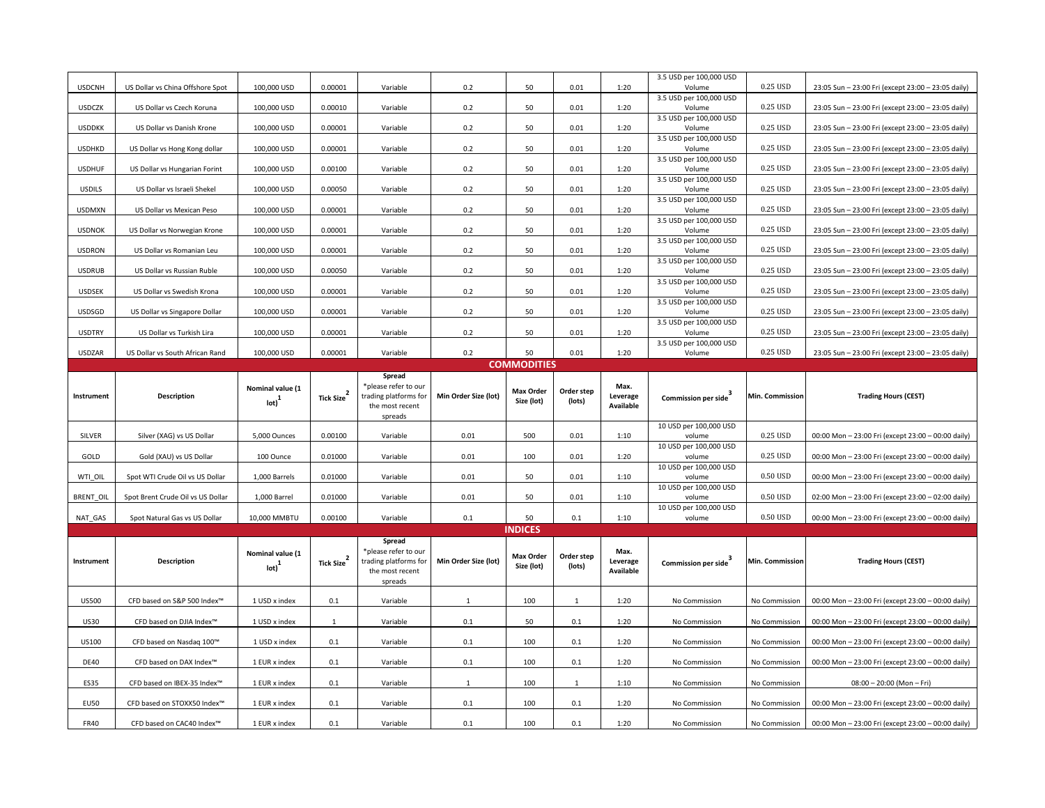| USDCNH | US Dollar vs China Offshore Spot | 100,000 USD | 0.00001 | Variable | 0.2 | 50 | 0.01 | 1:20 | 3.5 USD per 100,000 USD Volume | 0.25 USD | 23:05 Sun – 23:00 Fri (except 23:00 – 23:05 daily) |
|---|---|---|---|---|---|---|---|---|---|---|---|
| USDCZK | US Dollar vs Czech Koruna | 100,000 USD | 0.00010 | Variable | 0.2 | 50 | 0.01 | 1:20 | 3.5 USD per 100,000 USD Volume | 0.25 USD | 23:05 Sun – 23:00 Fri (except 23:00 – 23:05 daily) |
| USDDKK | US Dollar vs Danish Krone | 100,000 USD | 0.00001 | Variable | 0.2 | 50 | 0.01 | 1:20 | 3.5 USD per 100,000 USD Volume | 0.25 USD | 23:05 Sun – 23:00 Fri (except 23:00 – 23:05 daily) |
| USDHKD | US Dollar vs Hong Kong dollar | 100,000 USD | 0.00001 | Variable | 0.2 | 50 | 0.01 | 1:20 | 3.5 USD per 100,000 USD Volume | 0.25 USD | 23:05 Sun – 23:00 Fri (except 23:00 – 23:05 daily) |
| USDHUF | US Dollar vs Hungarian Forint | 100,000 USD | 0.00100 | Variable | 0.2 | 50 | 0.01 | 1:20 | 3.5 USD per 100,000 USD Volume | 0.25 USD | 23:05 Sun – 23:00 Fri (except 23:00 – 23:05 daily) |
| USDILS | US Dollar vs Israeli Shekel | 100,000 USD | 0.00050 | Variable | 0.2 | 50 | 0.01 | 1:20 | 3.5 USD per 100,000 USD Volume | 0.25 USD | 23:05 Sun – 23:00 Fri (except 23:00 – 23:05 daily) |
| USDMXN | US Dollar vs Mexican Peso | 100,000 USD | 0.00001 | Variable | 0.2 | 50 | 0.01 | 1:20 | 3.5 USD per 100,000 USD Volume | 0.25 USD | 23:05 Sun – 23:00 Fri (except 23:00 – 23:05 daily) |
| USDNOK | US Dollar vs Norwegian Krone | 100,000 USD | 0.00001 | Variable | 0.2 | 50 | 0.01 | 1:20 | 3.5 USD per 100,000 USD Volume | 0.25 USD | 23:05 Sun – 23:00 Fri (except 23:00 – 23:05 daily) |
| USDRON | US Dollar vs Romanian Leu | 100,000 USD | 0.00001 | Variable | 0.2 | 50 | 0.01 | 1:20 | 3.5 USD per 100,000 USD Volume | 0.25 USD | 23:05 Sun – 23:00 Fri (except 23:00 – 23:05 daily) |
| USDRUB | US Dollar vs Russian Ruble | 100,000 USD | 0.00050 | Variable | 0.2 | 50 | 0.01 | 1:20 | 3.5 USD per 100,000 USD Volume | 0.25 USD | 23:05 Sun – 23:00 Fri (except 23:00 – 23:05 daily) |
| USDSEK | US Dollar vs Swedish Krona | 100,000 USD | 0.00001 | Variable | 0.2 | 50 | 0.01 | 1:20 | 3.5 USD per 100,000 USD Volume | 0.25 USD | 23:05 Sun – 23:00 Fri (except 23:00 – 23:05 daily) |
| USDSGD | US Dollar vs Singapore Dollar | 100,000 USD | 0.00001 | Variable | 0.2 | 50 | 0.01 | 1:20 | 3.5 USD per 100,000 USD Volume | 0.25 USD | 23:05 Sun – 23:00 Fri (except 23:00 – 23:05 daily) |
| USDTRY | US Dollar vs Turkish Lira | 100,000 USD | 0.00001 | Variable | 0.2 | 50 | 0.01 | 1:20 | 3.5 USD per 100,000 USD Volume | 0.25 USD | 23:05 Sun – 23:00 Fri (except 23:00 – 23:05 daily) |
| USDZAR | US Dollar vs South African Rand | 100,000 USD | 0.00001 | Variable | 0.2 | 50 | 0.01 | 1:20 | 3.5 USD per 100,000 USD Volume | 0.25 USD | 23:05 Sun – 23:00 Fri (except 23:00 – 23:05 daily) |

## COMMODITIES

| Instrument | Description | Nominal value (1 lot)[1] | Tick Size[2] | Spread *please refer to our trading platforms for the most recent spreads | Min Order Size (lot) | Max Order Size (lot) | Order step (lots) | Max. Leverage Available | Commission per side[3] | Min. Commission | Trading Hours (CEST) |
|---|---|---|---|---|---|---|---|---|---|---|---|
| SILVER | Silver (XAG) vs US Dollar | 5,000 Ounces | 0.00100 | Variable | 0.01 | 500 | 0.01 | 1:10 | 10 USD per 100,000 USD volume | 0.25 USD | 00:00 Mon – 23:00 Fri (except 23:00 – 00:00 daily) |
| GOLD | Gold (XAU) vs US Dollar | 100 Ounce | 0.01000 | Variable | 0.01 | 100 | 0.01 | 1:20 | 10 USD per 100,000 USD volume | 0.25 USD | 00:00 Mon – 23:00 Fri (except 23:00 – 00:00 daily) |
| WTI_OIL | Spot WTI Crude Oil vs US Dollar | 1,000 Barrels | 0.01000 | Variable | 0.01 | 50 | 0.01 | 1:10 | 10 USD per 100,000 USD volume | 0.50 USD | 00:00 Mon – 23:00 Fri (except 23:00 – 00:00 daily) |
| BRENT_OIL | Spot Brent Crude Oil vs US Dollar | 1,000 Barrel | 0.01000 | Variable | 0.01 | 50 | 0.01 | 1:10 | 10 USD per 100,000 USD volume | 0.50 USD | 02:00 Mon – 23:00 Fri (except 23:00 – 02:00 daily) |
| NAT_GAS | Spot Natural Gas vs US Dollar | 10,000 MMBTU | 0.00100 | Variable | 0.1 | 50 | 0.1 | 1:10 | 10 USD per 100,000 USD volume | 0.50 USD | 00:00 Mon – 23:00 Fri (except 23:00 – 00:00 daily) |

## INDICES

| Instrument | Description | Nominal value (1 lot)[1] | Tick Size[2] | Spread *please refer to our trading platforms for the most recent spreads | Min Order Size (lot) | Max Order Size (lot) | Order step (lots) | Max. Leverage Available | Commission per side[3] | Min. Commission | Trading Hours (CEST) |
|---|---|---|---|---|---|---|---|---|---|---|---|
| US500 | CFD based on S&P 500 Index™ | 1 USD x index | 0.1 | Variable | 1 | 100 | 1 | 1:20 | No Commission | No Commission | 00:00 Mon – 23:00 Fri (except 23:00 – 00:00 daily) |
| US30 | CFD based on DJIA Index™ | 1 USD x index | 1 | Variable | 0.1 | 50 | 0.1 | 1:20 | No Commission | No Commission | 00:00 Mon – 23:00 Fri (except 23:00 – 00:00 daily) |
| US100 | CFD based on Nasdaq 100™ | 1 USD x index | 0.1 | Variable | 0.1 | 100 | 0.1 | 1:20 | No Commission | No Commission | 00:00 Mon – 23:00 Fri (except 23:00 – 00:00 daily) |
| DE40 | CFD based on DAX Index™ | 1 EUR x index | 0.1 | Variable | 0.1 | 100 | 0.1 | 1:20 | No Commission | No Commission | 00:00 Mon – 23:00 Fri (except 23:00 – 00:00 daily) |
| ES35 | CFD based on IBEX-35 Index™ | 1 EUR x index | 0.1 | Variable | 1 | 100 | 1 | 1:10 | No Commission | No Commission | 08:00 – 20:00 (Mon – Fri) |
| EU50 | CFD based on STOXX50 Index™ | 1 EUR x index | 0.1 | Variable | 0.1 | 100 | 0.1 | 1:20 | No Commission | No Commission | 00:00 Mon – 23:00 Fri (except 23:00 – 00:00 daily) |
| FR40 | CFD based on CAC40 Index™ | 1 EUR x index | 0.1 | Variable | 0.1 | 100 | 0.1 | 1:20 | No Commission | No Commission | 00:00 Mon – 23:00 Fri (except 23:00 – 00:00 daily) |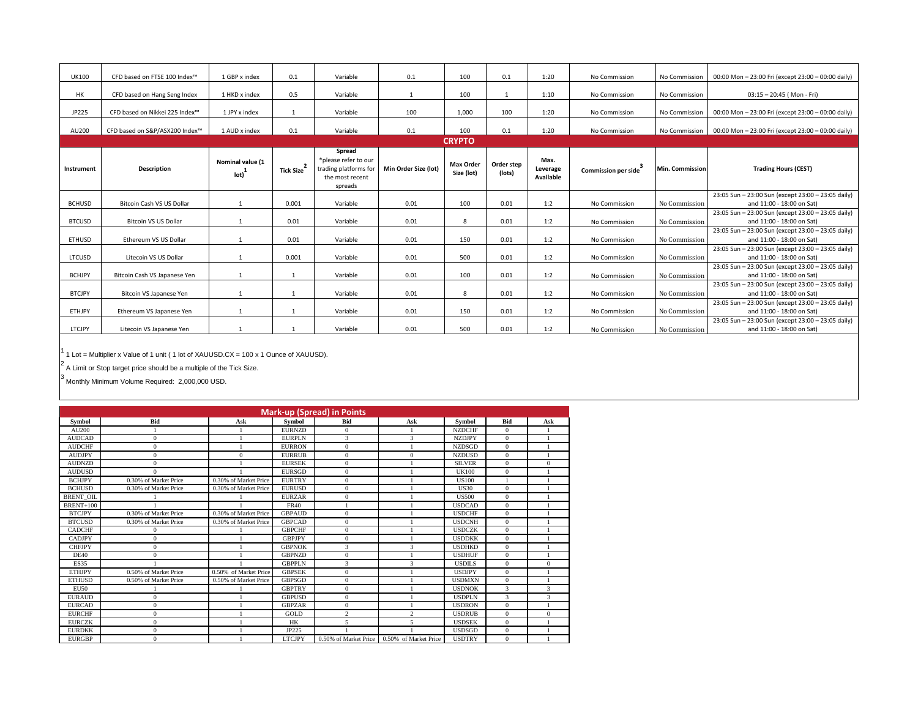| UK100 | CFD based on FTSE 100 Index™ | 1 GBP x index | 0.1 | Variable | 0.1 | 100 | 0.1 | 1:20 | No Commission | No Commission | 00:00 Mon – 23:00 Fri (except 23:00 – 00:00 daily) |
|---|---|---|---|---|---|---|---|---|---|---|---|
| HK | CFD based on Hang Seng Index | 1 HKD x index | 0.5 | Variable | 1 | 100 | 1 | 1:10 | No Commission | No Commission | 03:15 – 20:45 ( Mon - Fri) |
| JP225 | CFD based on Nikkei 225 Index™ | 1 JPY x index | 1 | Variable | 100 | 1,000 | 100 | 1:20 | No Commission | No Commission | 00:00 Mon – 23:00 Fri (except 23:00 – 00:00 daily) |
| AU200 | CFD based on S&P/ASX200 Index™ | 1 AUD x index | 0.1 | Variable | 0.1 | 100 | 0.1 | 1:20 | No Commission | No Commission | 00:00 Mon – 23:00 Fri (except 23:00 – 00:00 daily) |

## CRYPTO

| Instrument | Description | Nominal value (1 lot)[1] | Tick Size[2] | Spread *please refer to our trading platforms for the most recent spreads | Min Order Size (lot) | Max Order Size (lot) | Order step (lots) | Max. Leverage Available | Commission per side[3] | Min. Commission | Trading Hours (CEST) |
|---|---|---|---|---|---|---|---|---|---|---|---|
| BCHUSD | Bitcoin Cash VS US Dollar | 1 | 0.001 | Variable | 0.01 | 100 | 0.01 | 1:2 | No Commission | No Commission | 23:05 Sun – 23:00 Sun (except 23:00 – 23:05 daily) and 11:00 - 18:00 on Sat) |
| BTCUSD | Bitcoin VS US Dollar | 1 | 0.01 | Variable | 0.01 | 8 | 0.01 | 1:2 | No Commission | No Commission | 23:05 Sun – 23:00 Sun (except 23:00 – 23:05 daily) and 11:00 - 18:00 on Sat) |
| ETHUSD | Ethereum VS US Dollar | 1 | 0.01 | Variable | 0.01 | 150 | 0.01 | 1:2 | No Commission | No Commission | 23:05 Sun – 23:00 Sun (except 23:00 – 23:05 daily) and 11:00 - 18:00 on Sat) |
| LTCUSD | Litecoin VS US Dollar | 1 | 0.001 | Variable | 0.01 | 500 | 0.01 | 1:2 | No Commission | No Commission | 23:05 Sun – 23:00 Sun (except 23:00 – 23:05 daily) and 11:00 - 18:00 on Sat) |
| BCHJPY | Bitcoin Cash VS Japanese Yen | 1 | 1 | Variable | 0.01 | 100 | 0.01 | 1:2 | No Commission | No Commission | 23:05 Sun – 23:00 Sun (except 23:00 – 23:05 daily) and 11:00 - 18:00 on Sat) |
| BTCJPY | Bitcoin VS Japanese Yen | 1 | 1 | Variable | 0.01 | 8 | 0.01 | 1:2 | No Commission | No Commission | 23:05 Sun – 23:00 Sun (except 23:00 – 23:05 daily) and 11:00 - 18:00 on Sat) |
| ETHJPY | Ethereum VS Japanese Yen | 1 | 1 | Variable | 0.01 | 150 | 0.01 | 1:2 | No Commission | No Commission | 23:05 Sun – 23:00 Sun (except 23:00 – 23:05 daily) and 11:00 - 18:00 on Sat) |
| LTCJPY | Litecoin VS Japanese Yen | 1 | 1 | Variable | 0.01 | 500 | 0.01 | 1:2 | No Commission | No Commission | 23:05 Sun – 23:00 Sun (except 23:00 – 23:05 daily) and 11:00 - 18:00 on Sat) |

[1] 1 Lot = Multiplier x Value of 1 unit ( 1 lot of XAUUSD.CX = 100 x 1 Ounce of XAUUSD).

[2] A Limit or Stop target price should be a multiple of the Tick Size.

[3] Monthly Minimum Volume Required: 2,000,000 USD.

## Mark-up (Spread) in Points

| Symbol | Bid | Ask | Symbol | Bid | Ask | Symbol | Bid | Ask |
|---|---|---|---|---|---|---|---|---|
| AU200 | 1 | 1 | EURNZD | 0 | 1 | NZDCHF | 0 | 1 |
| AUDCAD | 0 | 1 | EURPLN | 3 | 3 | NZDJPY | 0 | 1 |
| AUDCHF | 0 | 1 | EURRON | 0 | 1 | NZDSGD | 0 | 1 |
| AUDJPY | 0 | 0 | EURRUB | 0 | 0 | NZDUSD | 0 | 1 |
| AUDNZD | 0 | 1 | EURSEK | 0 | 1 | SILVER | 0 | 0 |
| AUDUSD | 0 | 1 | EURSGD | 0 | 1 | UK100 | 0 | 1 |
| BCHJPY | 0.30% of Market Price | 0.30% of Market Price | EURTRY | 0 | 1 | US100 | 1 | 1 |
| BCHUSD | 0.30% of Market Price | 0.30% of Market Price | EURUSD | 0 | 1 | US30 | 0 | 1 |
| BRENT_OIL | 1 | 1 | EURZAR | 0 | 1 | US500 | 0 | 1 |
| BRENT+100 | 1 | 1 | FR40 | 1 | 1 | USDCAD | 0 | 1 |
| BTCJPY | 0.30% of Market Price | 0.30% of Market Price | GBPAUD | 0 | 1 | USDCHF | 0 | 1 |
| BTCUSD | 0.30% of Market Price | 0.30% of Market Price | GBPCAD | 0 | 1 | USDCNH | 0 | 1 |
| CADCHF | 0 | 1 | GBPCHF | 0 | 1 | USDCZK | 0 | 1 |
| CADJPY | 0 | 1 | GBPJPY | 0 | 1 | USDDKK | 0 | 1 |
| CHFJPY | 0 | 1 | GBPNOK | 3 | 3 | USDHKD | 0 | 1 |
| DE40 | 0 | 1 | GBPNZD | 0 | 1 | USDHUF | 0 | 1 |
| ES35 | 1 | 1 | GBPPLN | 3 | 3 | USDILS | 0 | 0 |
| ETHJPY | 0.50% of Market Price | 0.50% of Market Price | GBPSEK | 0 | 1 | USDJPY | 0 | 1 |
| ETHUSD | 0.50% of Market Price | 0.50% of Market Price | GBPSGD | 0 | 1 | USDMXN | 0 | 1 |
| EU50 | 1 | 1 | GBPTRY | 0 | 1 | USDNOK | 3 | 3 |
| EURAUD | 0 | 1 | GBPUSD | 0 | 1 | USDPLN | 3 | 3 |
| EURCAD | 0 | 1 | GBPZAR | 0 | 1 | USDRON | 0 | 1 |
| EURCHF | 0 | 1 | GOLD | 2 | 2 | USDRUB | 0 | 0 |
| EURCZK | 0 | 1 | HK | 5 | 5 | USDSEK | 0 | 1 |
| EURDKK | 0 | 1 | JP225 | 1 | 1 | USDSGD | 0 | 1 |
| EURGBP | 0 | 1 | LTCJPY | 0.50% of Market Price | 0.50% of Market Price | USDTRY | 0 | 1 |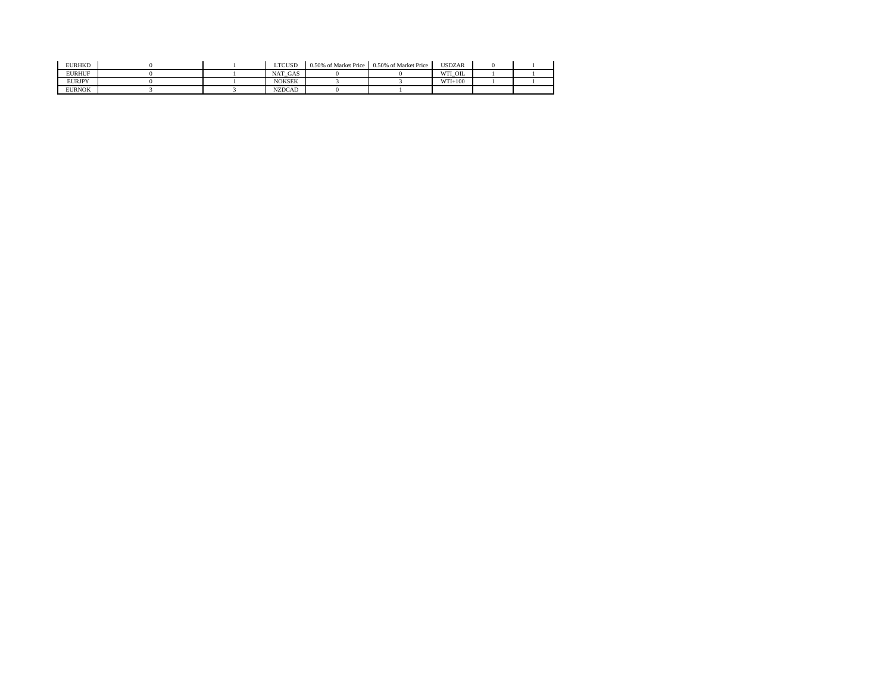| | | | | | | | | |
|---|---|---|---|---|---|---|---|---|
| EURHKD | 0 | 1 | LTCUSD | 0.50% of Market Price | 0.50% of Market Price | USDZAR | 0 | 1 |
| EURHUF | 0 | 1 | NAT_GAS | 0 | 0 | WTI_OIL | 1 | 1 |
| EURJPY | 0 | 1 | NOKSEK | 3 | 3 | WTI+100 | 1 | 1 |
| EURNOK | 3 | 3 | NZDCAD | 0 | 1 | | | |